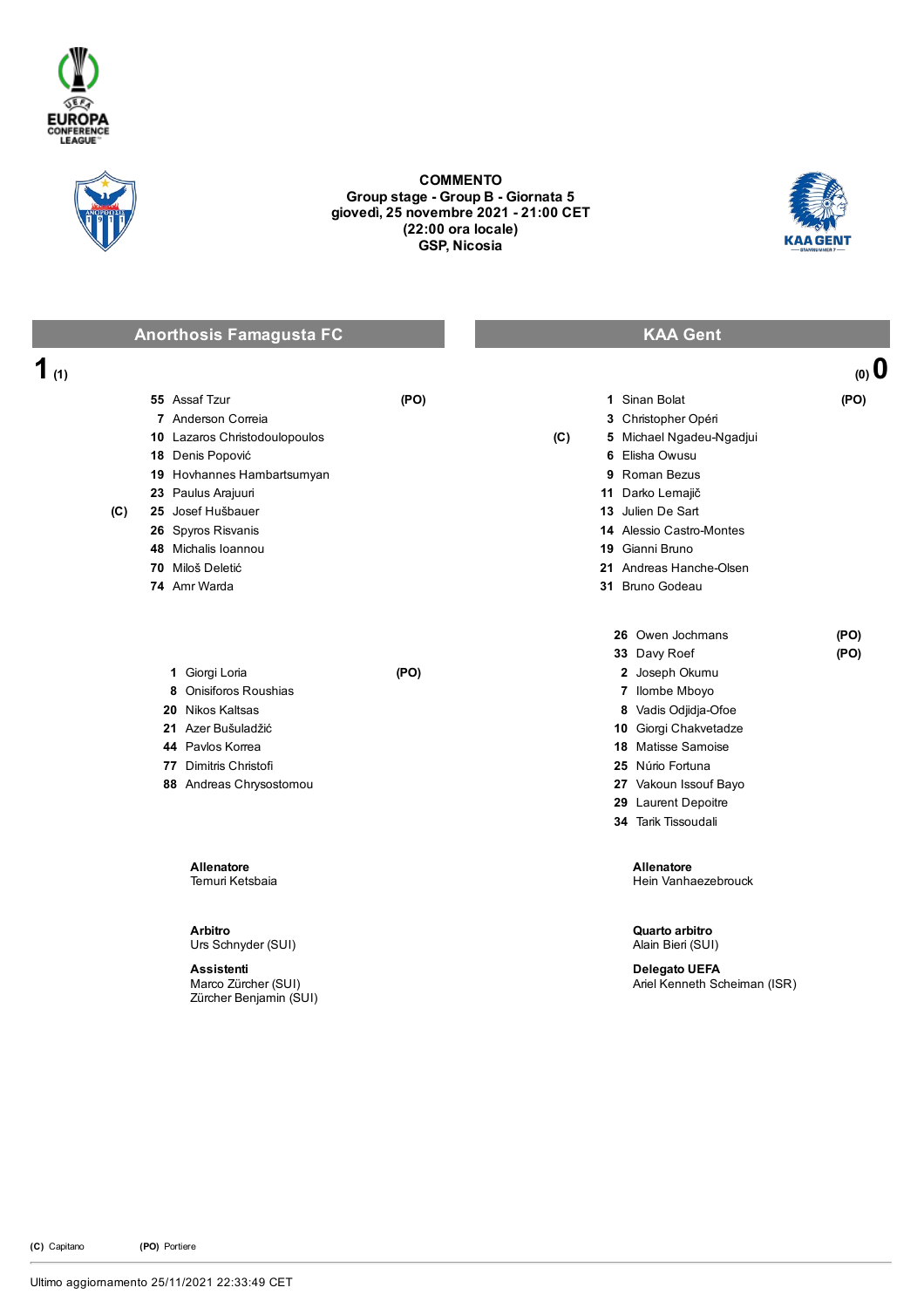**COMMENTO**
**Group stage - Group B - Giornata 5**
**giovedì, 25 novembre 2021 - 21:00 CET**
**(22:00 ora locale)**
**GSP, Nicosia**

## Anorthosis Famagusta FC 1 (1) – (0) 0 KAA Gent

### Anorthosis Famagusta FC

| | # | Giocatore | |
|---|---|---|---|
| | 55 | Assaf Tzur | (PO) |
| | 7 | Anderson Correia | |
| | 10 | Lazaros Christodoulopoulos | |
| | 18 | Denis Popović | |
| | 19 | Hovhannes Hambartsumyan | |
| | 23 | Paulus Arajuuri | |
| (C) | 25 | Josef Hušbauer | |
| | 26 | Spyros Risvanis | |
| | 48 | Michalis Ioannou | |
| | 70 | Miloš Deletić | |
| | 74 | Amr Warda | |

| # | Giocatore | |
|---|---|---|
| 1 | Giorgi Loria | (PO) |
| 8 | Onisiforos Roushias | |
| 20 | Nikos Kaltsas | |
| 21 | Azer Bušuladžić | |
| 44 | Pavlos Korrea | |
| 77 | Dimitris Christofi | |
| 88 | Andreas Chrysostomou | |

**Allenatore**
Temuri Ketsbaia

### KAA Gent

| | # | Giocatore | |
|---|---|---|---|
| | 1 | Sinan Bolat | (PO) |
| | 3 | Christopher Opéri | |
| (C) | 5 | Michael Ngadeu-Ngadjui | |
| | 6 | Elisha Owusu | |
| | 9 | Roman Bezus | |
| | 11 | Darko Lemajič | |
| | 13 | Julien De Sart | |
| | 14 | Alessio Castro-Montes | |
| | 19 | Gianni Bruno | |
| | 21 | Andreas Hanche-Olsen | |
| | 31 | Bruno Godeau | |

| # | Giocatore | |
|---|---|---|
| 26 | Owen Jochmans | (PO) |
| 33 | Davy Roef | (PO) |
| 2 | Joseph Okumu | |
| 7 | Ilombe Mboyo | |
| 8 | Vadis Odjidja-Ofoe | |
| 10 | Giorgi Chakvetadze | |
| 18 | Matisse Samoise | |
| 25 | Núrio Fortuna | |
| 27 | Vakoun Issouf Bayo | |
| 29 | Laurent Depoitre | |
| 34 | Tarik Tissoudali | |

**Allenatore**
Hein Vanhaezebrouck

**Arbitro**
Urs Schnyder (SUI)

**Assistenti**
Marco Zürcher (SUI)
Zürcher Benjamin (SUI)

**Quarto arbitro**
Alain Bieri (SUI)

**Delegato UEFA**
Ariel Kenneth Scheiman (ISR)

**(C)** Capitano **(PO)** Portiere

Ultimo aggiornamento 25/11/2021 22:33:49 CET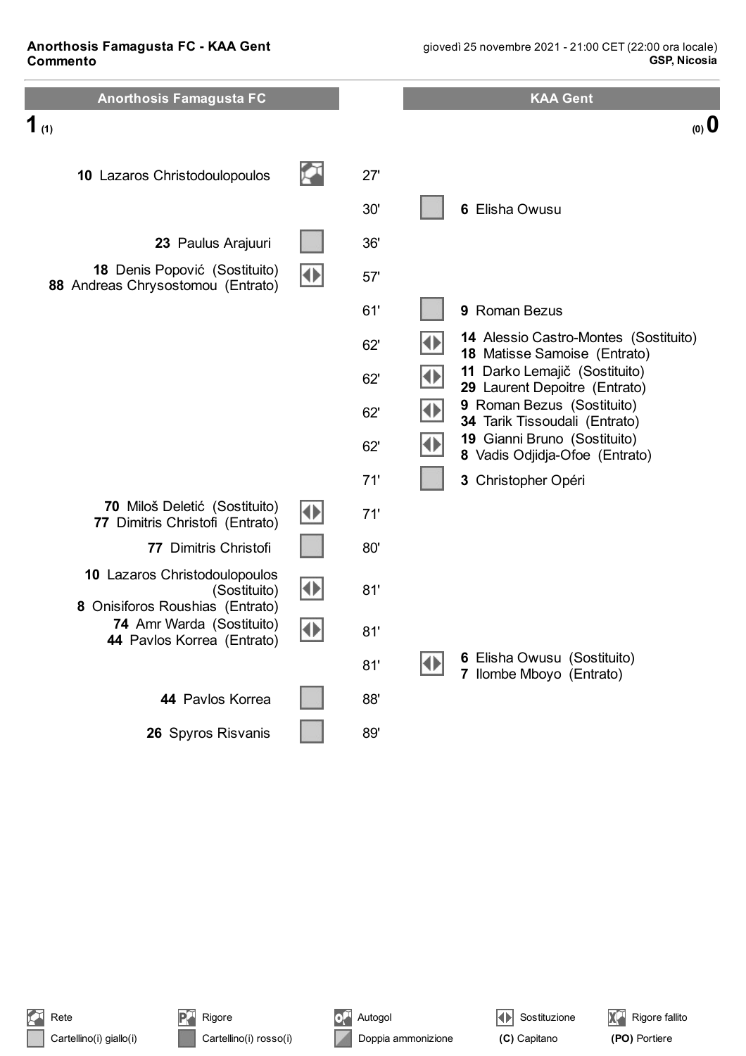**Anorthosis Famagusta FC - KAA Gent**
**Commento**

giovedì 25 novembre 2021 - 21:00 CET (22:00 ora locale)
**GSP, Nicosia**

| Anorthosis Famagusta FC | | | | KAA Gent |
|---|---|---|---|---|
| **1** (1) | | | | (0) **0** |
| **10** Lazaros Christodoulopoulos | Rete | 27' | | |
| | | 30' | Cartellino giallo | **6** Elisha Owusu |
| **23** Paulus Arajuuri | Cartellino giallo | 36' | | |
| **18** Denis Popović (Sostituito) **88** Andreas Chrysostomou (Entrato) | Sostituzione | 57' | | |
| | | 61' | Cartellino giallo | **9** Roman Bezus |
| | | 62' | Sostituzione | **14** Alessio Castro-Montes (Sostituito) **18** Matisse Samoise (Entrato) |
| | | 62' | Sostituzione | **11** Darko Lemajič (Sostituito) **29** Laurent Depoitre (Entrato) |
| | | 62' | Sostituzione | **9** Roman Bezus (Sostituito) **34** Tarik Tissoudali (Entrato) |
| | | 62' | Sostituzione | **19** Gianni Bruno (Sostituito) **8** Vadis Odjidja-Ofoe (Entrato) |
| | | 71' | Cartellino giallo | **3** Christopher Opéri |
| **70** Miloš Deletić (Sostituito) **77** Dimitris Christofi (Entrato) | Sostituzione | 71' | | |
| **77** Dimitris Christofi | Cartellino giallo | 80' | | |
| **10** Lazaros Christodoulopoulos (Sostituito) **8** Onisiforos Roushias (Entrato) | Sostituzione | 81' | | |
| **74** Amr Warda (Sostituito) **44** Pavlos Korrea (Entrato) | Sostituzione | 81' | | |
| | | 81' | Sostituzione | **6** Elisha Owusu (Sostituito) **7** Ilombe Mboyo (Entrato) |
| **44** Pavlos Korrea | Cartellino giallo | 88' | | |
| **26** Spyros Risvanis | Cartellino giallo | 89' | | |

Rete · Rigore · Autogol · Sostituzione · Rigore fallito
Cartellino(i) giallo(i) · Cartellino(i) rosso(i) · Doppia ammonizione · **(C)** Capitano · **(PO)** Portiere